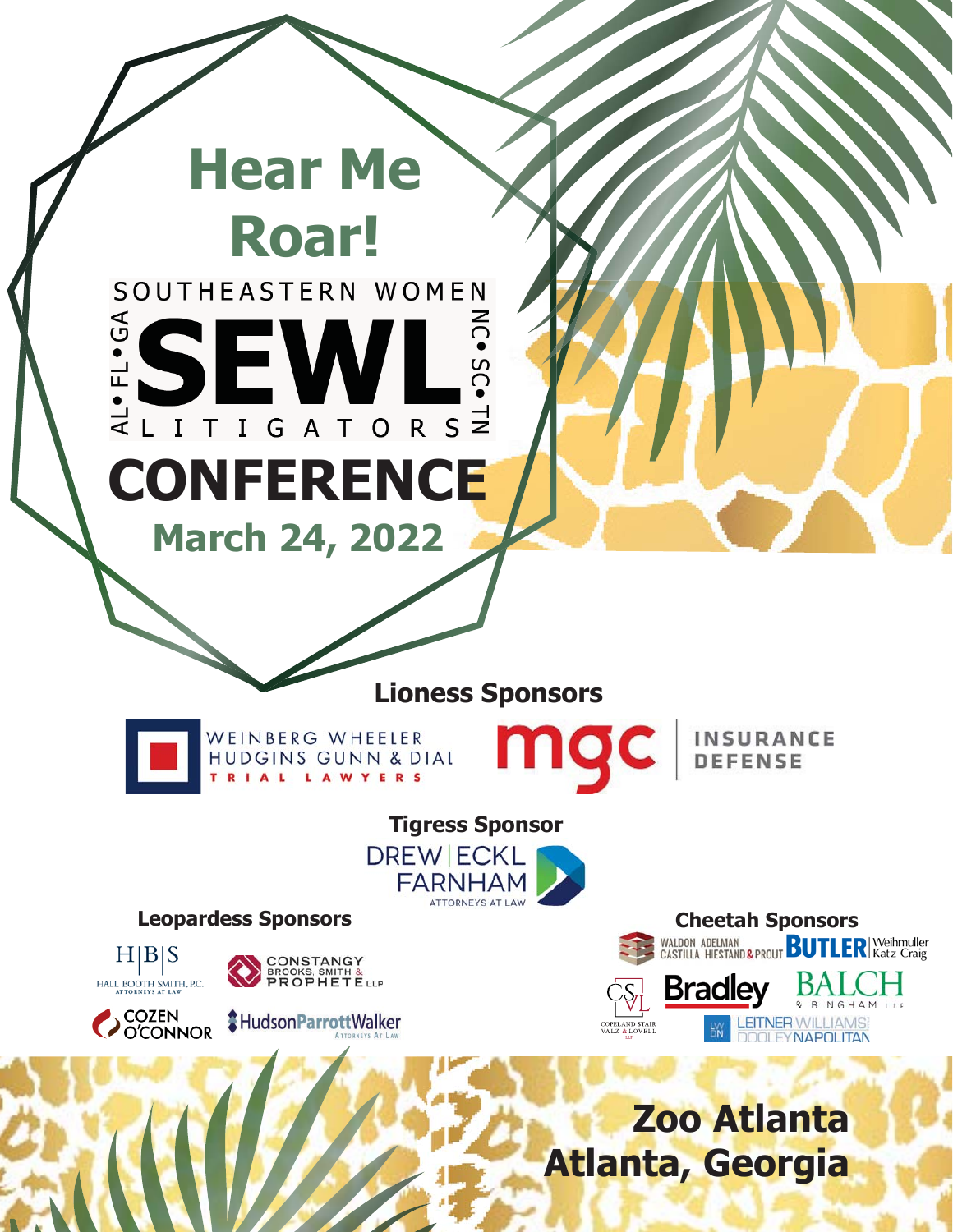# Hear Me Roar!

SOUTHEASTERN WOMEN

AL • FL • GA **SEWL** NC • SC • TN

LITIGATORS

# CONFERENCE

## March 24, 2022

### Lioness Sponsors

WEINBERG WHEELER HUDGINS GUNN & DIAL TRIAL LAWYERS

mgc INSURANCE DEFENSE

### Tigress Sponsor

DREW | ECKL FARNHAM ATTORNEYS AT LAW

### Leopardess Sponsors

H|B|S HALL BOOTH SMITH, P.C. ATTORNEYS AT LAW

CONSTANGY BROOKS, SMITH & PROPHETE LLP

COZEN O'CONNOR

HudsonParrottWalker ATTORNEYS AT LAW

### Cheetah Sponsors

WALDON ADELMAN CASTILLA HIESTAND & PROUT

BUTLER Weihmuller Katz Craig

COPELAND STAIR VALZ & LOVELL LLP

Bradley

BALCH & BINGHAM LLP

LEITNER WILLIAMS DOOLEY NAPOLITAN

## Zoo Atlanta
## Atlanta, Georgia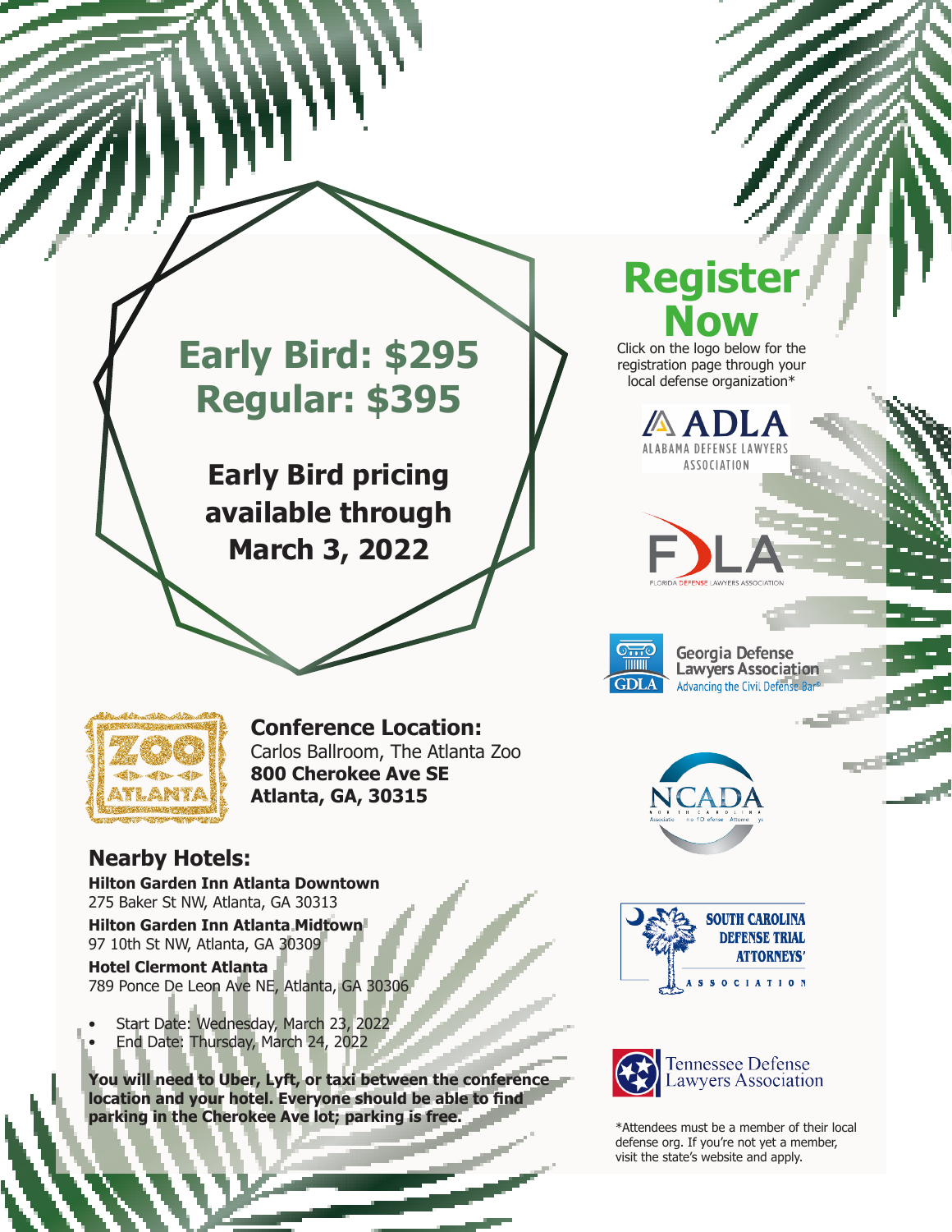# Early Bird: $295
# Regular: $395

**Early Bird pricing available through March 3, 2022**

## Register Now

Click on the logo below for the registration page through your local defense organization*

ADLA – Alabama Defense Lawyers Association

FDLA – Florida Defense Lawyers Association

GDLA – Georgia Defense Lawyers Association – Advancing the Civil Defense Bar®

NCADA – North Carolina Association of Defense Attorneys

South Carolina Defense Trial Attorneys' Association

Tennessee Defense Lawyers Association

*Attendees must be a member of their local defense org. If you're not yet a member, visit the state's website and apply.

### Conference Location:

Carlos Ballroom, The Atlanta Zoo
**800 Cherokee Ave SE**
**Atlanta, GA, 30315**

### Nearby Hotels:

**Hilton Garden Inn Atlanta Downtown**
275 Baker St NW, Atlanta, GA 30313

**Hilton Garden Inn Atlanta Midtown**
97 10th St NW, Atlanta, GA 30309

**Hotel Clermont Atlanta**
789 Ponce De Leon Ave NE, Atlanta, GA 30306

- Start Date: Wednesday, March 23, 2022
- End Date: Thursday, March 24, 2022

**You will need to Uber, Lyft, or taxi between the conference location and your hotel. Everyone should be able to find parking in the Cherokee Ave lot; parking is free.**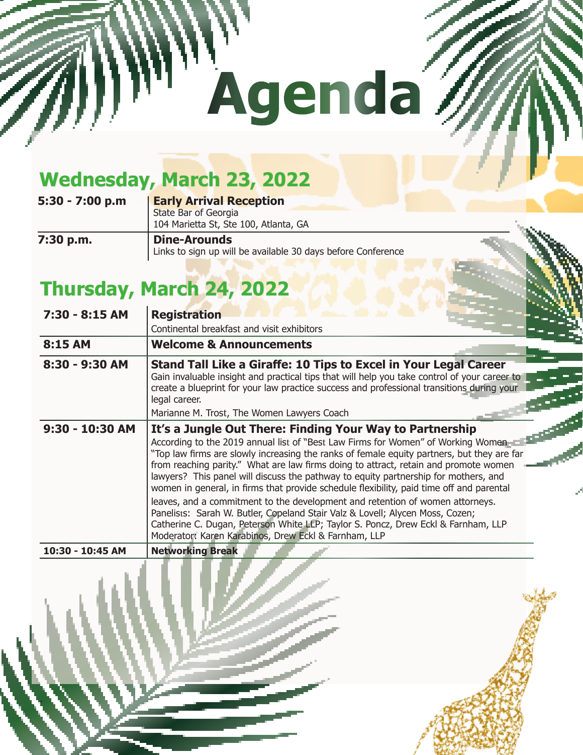# Agenda

## Wednesday, March 23, 2022

| | |
|---|---|
| **5:30 - 7:00 p.m** | **Early Arrival Reception**<br>State Bar of Georgia<br>104 Marietta St, Ste 100, Atlanta, GA |
| **7:30 p.m.** | **Dine-Arounds**<br>Links to sign up will be available 30 days before Conference |

## Thursday, March 24, 2022

| | |
|---|---|
| **7:30 - 8:15 AM** | **Registration**<br>Continental breakfast and visit exhibitors |
| **8:15 AM** | **Welcome & Announcements** |
| **8:30 - 9:30 AM** | **Stand Tall Like a Giraffe: 10 Tips to Excel in Your Legal Career**<br>Gain invaluable insight and practical tips that will help you take control of your career to create a blueprint for your law practice success and professional transitions during your legal career.<br>Marianne M. Trost, The Women Lawyers Coach |
| **9:30 - 10:30 AM** | **It's a Jungle Out There: Finding Your Way to Partnership**<br>According to the 2019 annual list of "Best Law Firms for Women" of Working Women "Top law firms are slowly increasing the ranks of female equity partners, but they are far from reaching parity." What are law firms doing to attract, retain and promote women lawyers? This panel will discuss the pathway to equity partnership for mothers, and women in general, in firms that provide schedule flexibility, paid time off and parental leaves, and a commitment to the development and retention of women attorneys.<br>Panelists: Sarah W. Butler, Copeland Stair Valz & Lovell; Alycen Moss, Cozen; Catherine C. Dugan, Peterson White LLP; Taylor S. Poncz, Drew Eckl & Farnham, LLP<br>Moderator: Karen Karabinos, Drew Eckl & Farnham, LLP |
| **10:30 - 10:45 AM** | **Networking Break** |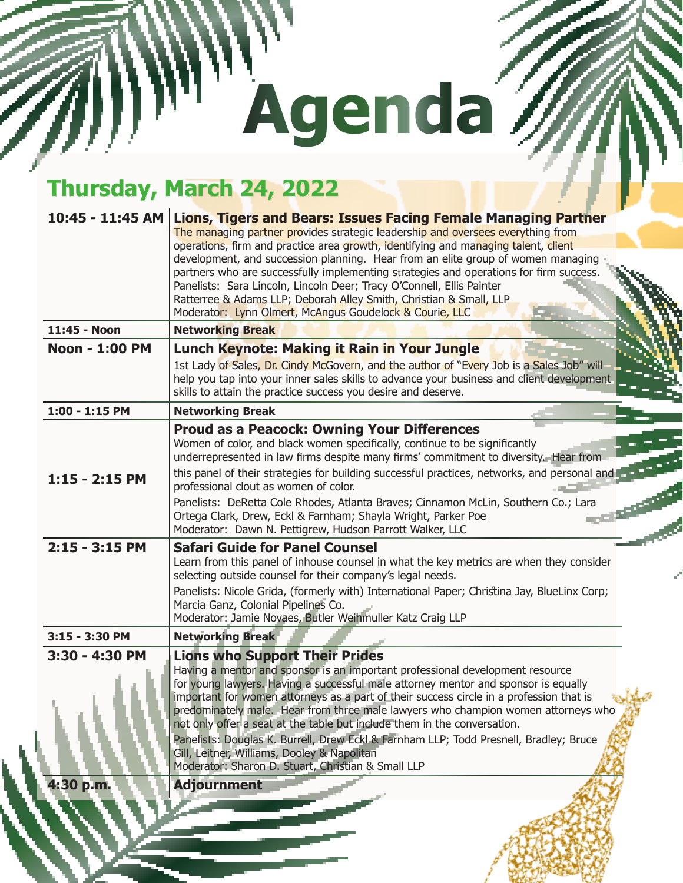# Agenda

## Thursday, March 24, 2022

| | |
|---|---|
| 10:45 - 11:45 AM | **Lions, Tigers and Bears: Issues Facing Female Managing Partner**<br>The managing partner provides strategic leadership and oversees everything from operations, firm and practice area growth, identifying and managing talent, client development, and succession planning. Hear from an elite group of women managing partners who are successfully implementing strategies and operations for firm success.<br>Panelists: Sara Lincoln, Lincoln Deer; Tracy O'Connell, Ellis Painter Ratterree & Adams LLP; Deborah Alley Smith, Christian & Small, LLP<br>Moderator: Lynn Olmert, McAngus Goudelock & Courie, LLC |
| 11:45 - Noon | **Networking Break** |
| Noon - 1:00 PM | **Lunch Keynote: Making it Rain in Your Jungle**<br>1st Lady of Sales, Dr. Cindy McGovern, and the author of "Every Job is a Sales Job" will help you tap into your inner sales skills to advance your business and client development skills to attain the practice success you desire and deserve. |
| 1:00 - 1:15 PM | **Networking Break** |
| 1:15 - 2:15 PM | **Proud as a Peacock: Owning Your Differences**<br>Women of color, and black women specifically, continue to be significantly underrepresented in law firms despite many firms' commitment to diversity. Hear from this panel of their strategies for building successful practices, networks, and personal and professional clout as women of color.<br>Panelists: DeRetta Cole Rhodes, Atlanta Braves; Cinnamon McLin, Southern Co.; Lara Ortega Clark, Drew, Eckl & Farnham; Shayla Wright, Parker Poe<br>Moderator: Dawn N. Pettigrew, Hudson Parrott Walker, LLC |
| 2:15 - 3:15 PM | **Safari Guide for Panel Counsel**<br>Learn from this panel of inhouse counsel in what the key metrics are when they consider selecting outside counsel for their company's legal needs.<br>Panelists: Nicole Grida, (formerly with) International Paper; Christina Jay, BlueLinx Corp; Marcia Ganz, Colonial Pipelines Co.<br>Moderator: Jamie Novaes, Butler Weihmuller Katz Craig LLP |
| 3:15 - 3:30 PM | **Networking Break** |
| 3:30 - 4:30 PM | **Lions who Support Their Prides**<br>Having a mentor and sponsor is an important professional development resource for young lawyers. Having a successful male attorney mentor and sponsor is equally important for women attorneys as a part of their success circle in a profession that is predominately male. Hear from three male lawyers who champion women attorneys who not only offer a seat at the table but include them in the conversation.<br>Panelists: Douglas K. Burrell, Drew Eckl & Farnham LLP; Todd Presnell, Bradley; Bruce Gill, Leitner, Williams, Dooley & Napolitan<br>Moderator: Sharon D. Stuart, Christian & Small LLP |
| 4:30 p.m. | **Adjournment** |